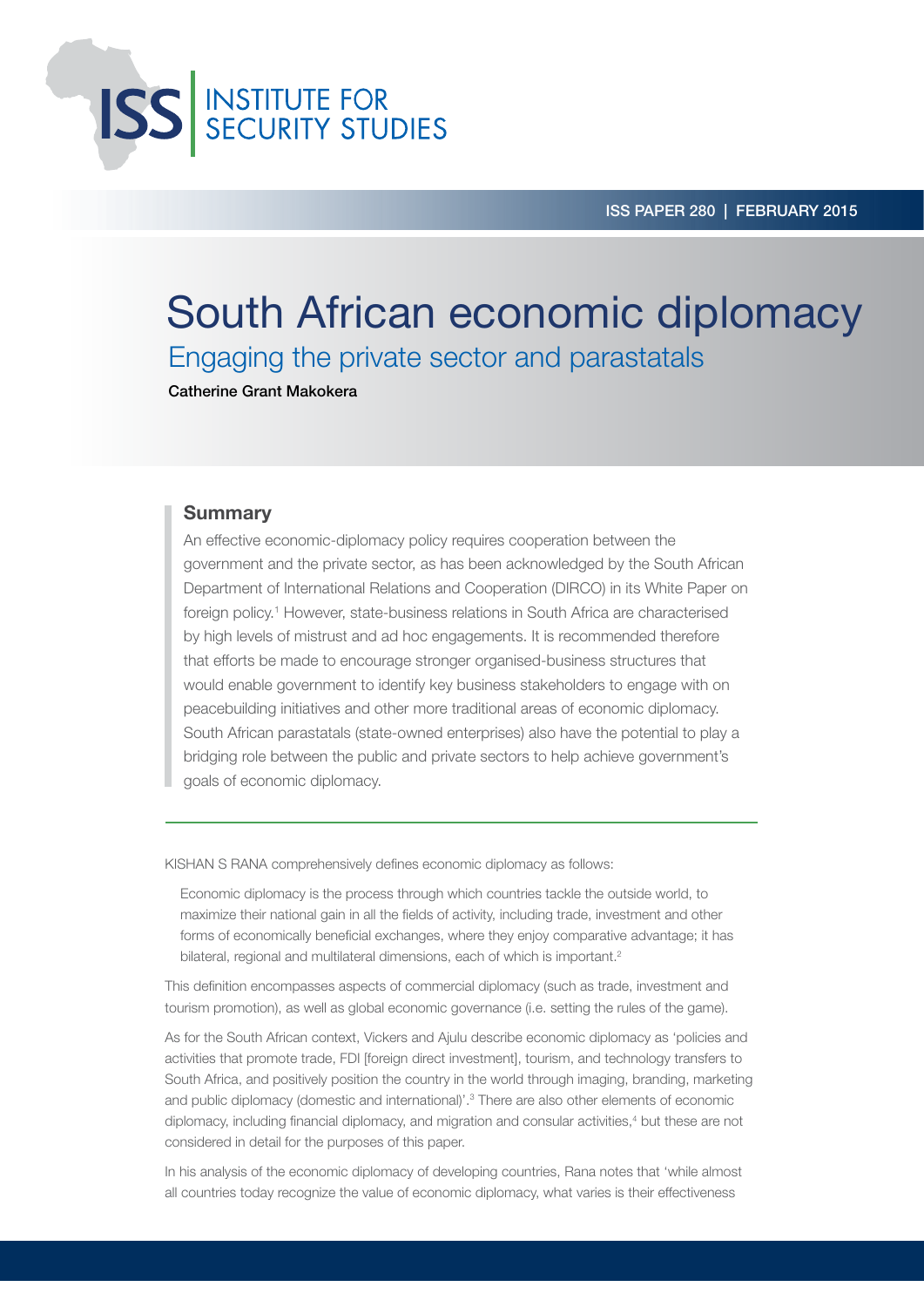ISS PAPER 280 | FEBRUARY 2015

# South African economic diplomacy

## Engaging the private sector and parastatals

**Catherine Grant Makokera**

### Summary

An effective economic-diplomacy policy requires cooperation between the government and the private sector, as has been acknowledged by the South African Department of International Relations and Cooperation (DIRCO) in its White Paper on foreign policy.[1] However, state-business relations in South Africa are characterised by high levels of mistrust and ad hoc engagements. It is recommended therefore that efforts be made to encourage stronger organised-business structures that would enable government to identify key business stakeholders to engage with on peacebuilding initiatives and other more traditional areas of economic diplomacy. South African parastatals (state-owned enterprises) also have the potential to play a bridging role between the public and private sectors to help achieve government's goals of economic diplomacy.

---

KISHAN S RANA comprehensively defines economic diplomacy as follows:

> Economic diplomacy is the process through which countries tackle the outside world, to maximize their national gain in all the fields of activity, including trade, investment and other forms of economically beneficial exchanges, where they enjoy comparative advantage; it has bilateral, regional and multilateral dimensions, each of which is important.[2]

This definition encompasses aspects of commercial diplomacy (such as trade, investment and tourism promotion), as well as global economic governance (i.e. setting the rules of the game).

As for the South African context, Vickers and Ajulu describe economic diplomacy as 'policies and activities that promote trade, FDI [foreign direct investment], tourism, and technology transfers to South Africa, and positively position the country in the world through imaging, branding, marketing and public diplomacy (domestic and international)'.[3] There are also other elements of economic diplomacy, including financial diplomacy, and migration and consular activities,[4] but these are not considered in detail for the purposes of this paper.

In his analysis of the economic diplomacy of developing countries, Rana notes that 'while almost all countries today recognize the value of economic diplomacy, what varies is their effectiveness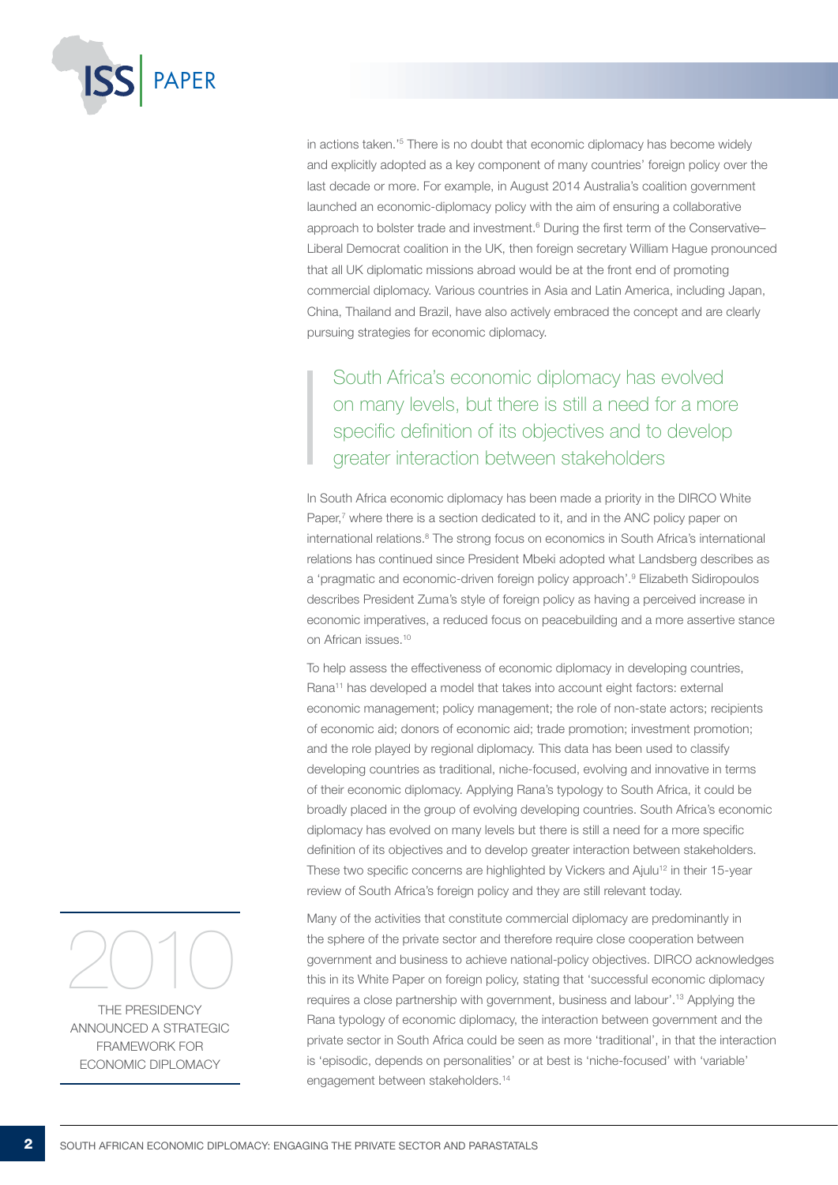in actions taken.'[5] There is no doubt that economic diplomacy has become widely and explicitly adopted as a key component of many countries' foreign policy over the last decade or more. For example, in August 2014 Australia's coalition government launched an economic-diplomacy policy with the aim of ensuring a collaborative approach to bolster trade and investment.[6] During the first term of the Conservative–Liberal Democrat coalition in the UK, then foreign secretary William Hague pronounced that all UK diplomatic missions abroad would be at the front end of promoting commercial diplomacy. Various countries in Asia and Latin America, including Japan, China, Thailand and Brazil, have also actively embraced the concept and are clearly pursuing strategies for economic diplomacy.

> South Africa's economic diplomacy has evolved on many levels, but there is still a need for a more specific definition of its objectives and to develop greater interaction between stakeholders

In South Africa economic diplomacy has been made a priority in the DIRCO White Paper,[7] where there is a section dedicated to it, and in the ANC policy paper on international relations.[8] The strong focus on economics in South Africa's international relations has continued since President Mbeki adopted what Landsberg describes as a 'pragmatic and economic-driven foreign policy approach'.[9] Elizabeth Sidiropoulos describes President Zuma's style of foreign policy as having a perceived increase in economic imperatives, a reduced focus on peacebuilding and a more assertive stance on African issues.[10]

To help assess the effectiveness of economic diplomacy in developing countries, Rana[11] has developed a model that takes into account eight factors: external economic management; policy management; the role of non-state actors; recipients of economic aid; donors of economic aid; trade promotion; investment promotion; and the role played by regional diplomacy. This data has been used to classify developing countries as traditional, niche-focused, evolving and innovative in terms of their economic diplomacy. Applying Rana's typology to South Africa, it could be broadly placed in the group of evolving developing countries. South Africa's economic diplomacy has evolved on many levels but there is still a need for a more specific definition of its objectives and to develop greater interaction between stakeholders. These two specific concerns are highlighted by Vickers and Ajulu[12] in their 15-year review of South Africa's foreign policy and they are still relevant today.

Many of the activities that constitute commercial diplomacy are predominantly in the sphere of the private sector and therefore require close cooperation between government and business to achieve national-policy objectives. DIRCO acknowledges this in its White Paper on foreign policy, stating that 'successful economic diplomacy requires a close partnership with government, business and labour'.[13] Applying the Rana typology of economic diplomacy, the interaction between government and the private sector in South Africa could be seen as more 'traditional', in that the interaction is 'episodic, depends on personalities' or at best is 'niche-focused' with 'variable' engagement between stakeholders.[14]

> **2010**
>
> THE PRESIDENCY ANNOUNCED A STRATEGIC FRAMEWORK FOR ECONOMIC DIPLOMACY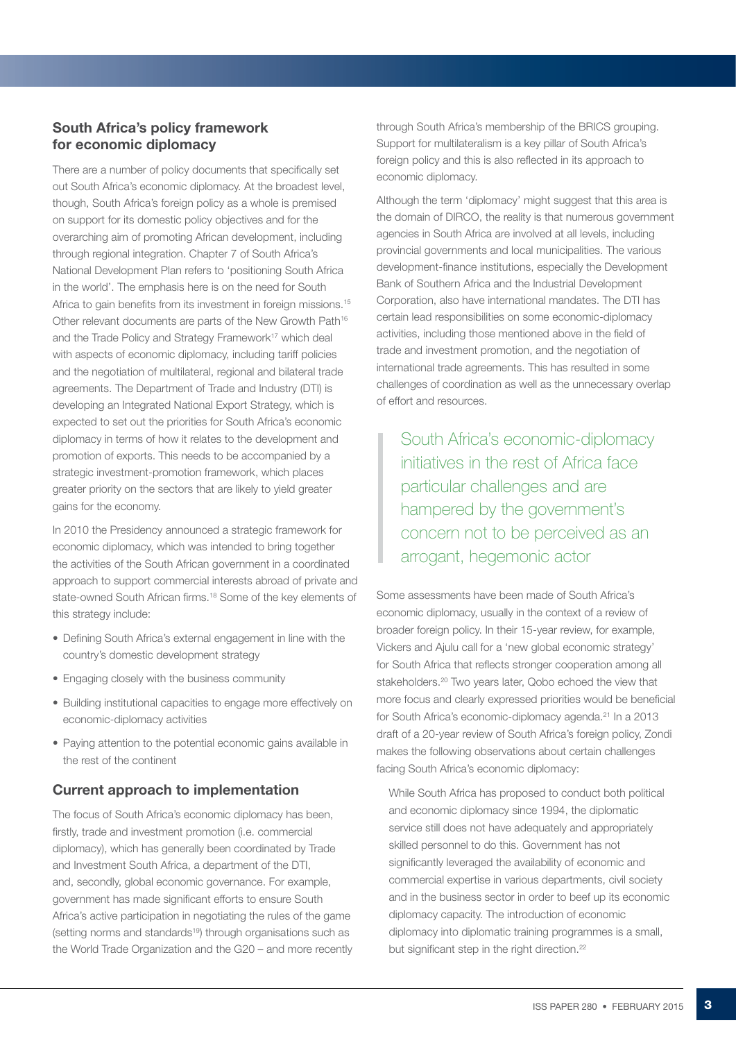## South Africa's policy framework for economic diplomacy

There are a number of policy documents that specifically set out South Africa's economic diplomacy. At the broadest level, though, South Africa's foreign policy as a whole is premised on support for its domestic policy objectives and for the overarching aim of promoting African development, including through regional integration. Chapter 7 of South Africa's National Development Plan refers to 'positioning South Africa in the world'. The emphasis here is on the need for South Africa to gain benefits from its investment in foreign missions.[15] Other relevant documents are parts of the New Growth Path[16] and the Trade Policy and Strategy Framework[17] which deal with aspects of economic diplomacy, including tariff policies and the negotiation of multilateral, regional and bilateral trade agreements. The Department of Trade and Industry (DTI) is developing an Integrated National Export Strategy, which is expected to set out the priorities for South Africa's economic diplomacy in terms of how it relates to the development and promotion of exports. This needs to be accompanied by a strategic investment-promotion framework, which places greater priority on the sectors that are likely to yield greater gains for the economy.

In 2010 the Presidency announced a strategic framework for economic diplomacy, which was intended to bring together the activities of the South African government in a coordinated approach to support commercial interests abroad of private and state-owned South African firms.[18] Some of the key elements of this strategy include:

- Defining South Africa's external engagement in line with the country's domestic development strategy
- Engaging closely with the business community
- Building institutional capacities to engage more effectively on economic-diplomacy activities
- Paying attention to the potential economic gains available in the rest of the continent

## Current approach to implementation

The focus of South Africa's economic diplomacy has been, firstly, trade and investment promotion (i.e. commercial diplomacy), which has generally been coordinated by Trade and Investment South Africa, a department of the DTI, and, secondly, global economic governance. For example, government has made significant efforts to ensure South Africa's active participation in negotiating the rules of the game (setting norms and standards[19]) through organisations such as the World Trade Organization and the G20 – and more recently through South Africa's membership of the BRICS grouping. Support for multilateralism is a key pillar of South Africa's foreign policy and this is also reflected in its approach to economic diplomacy.

Although the term 'diplomacy' might suggest that this area is the domain of DIRCO, the reality is that numerous government agencies in South Africa are involved at all levels, including provincial governments and local municipalities. The various development-finance institutions, especially the Development Bank of Southern Africa and the Industrial Development Corporation, also have international mandates. The DTI has certain lead responsibilities on some economic-diplomacy activities, including those mentioned above in the field of trade and investment promotion, and the negotiation of international trade agreements. This has resulted in some challenges of coordination as well as the unnecessary overlap of effort and resources.

> South Africa's economic-diplomacy initiatives in the rest of Africa face particular challenges and are hampered by the government's concern not to be perceived as an arrogant, hegemonic actor

Some assessments have been made of South Africa's economic diplomacy, usually in the context of a review of broader foreign policy. In their 15-year review, for example, Vickers and Ajulu call for a 'new global economic strategy' for South Africa that reflects stronger cooperation among all stakeholders.[20] Two years later, Qobo echoed the view that more focus and clearly expressed priorities would be beneficial for South Africa's economic-diplomacy agenda.[21] In a 2013 draft of a 20-year review of South Africa's foreign policy, Zondi makes the following observations about certain challenges facing South Africa's economic diplomacy:

> While South Africa has proposed to conduct both political and economic diplomacy since 1994, the diplomatic service still does not have adequately and appropriately skilled personnel to do this. Government has not significantly leveraged the availability of economic and commercial expertise in various departments, civil society and in the business sector in order to beef up its economic diplomacy capacity. The introduction of economic diplomacy into diplomatic training programmes is a small, but significant step in the right direction.[22]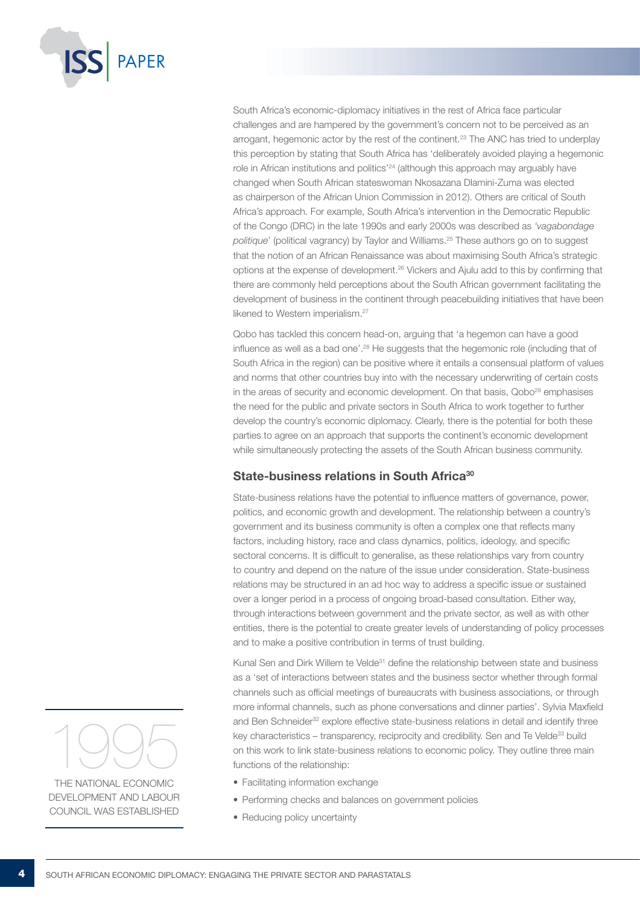South Africa's economic-diplomacy initiatives in the rest of Africa face particular challenges and are hampered by the government's concern not to be perceived as an arrogant, hegemonic actor by the rest of the continent.[23] The ANC has tried to underplay this perception by stating that South Africa has 'deliberately avoided playing a hegemonic role in African institutions and politics'[24] (although this approach may arguably have changed when South African stateswoman Nkosazana Dlamini-Zuma was elected as chairperson of the African Union Commission in 2012). Others are critical of South Africa's approach. For example, South Africa's intervention in the Democratic Republic of the Congo (DRC) in the late 1990s and early 2000s was described as '*vagabondage politique*' (political vagrancy) by Taylor and Williams.[25] These authors go on to suggest that the notion of an African Renaissance was about maximising South Africa's strategic options at the expense of development.[26] Vickers and Ajulu add to this by confirming that there are commonly held perceptions about the South African government facilitating the development of business in the continent through peacebuilding initiatives that have been likened to Western imperialism.[27]

Qobo has tackled this concern head-on, arguing that 'a hegemon can have a good influence as well as a bad one'.[28] He suggests that the hegemonic role (including that of South Africa in the region) can be positive where it entails a consensual platform of values and norms that other countries buy into with the necessary underwriting of certain costs in the areas of security and economic development. On that basis, Qobo[29] emphasises the need for the public and private sectors in South Africa to work together to further develop the country's economic diplomacy. Clearly, there is the potential for both these parties to agree on an approach that supports the continent's economic development while simultaneously protecting the assets of the South African business community.

## State-business relations in South Africa[30]

State-business relations have the potential to influence matters of governance, power, politics, and economic growth and development. The relationship between a country's government and its business community is often a complex one that reflects many factors, including history, race and class dynamics, politics, ideology, and specific sectoral concerns. It is difficult to generalise, as these relationships vary from country to country and depend on the nature of the issue under consideration. State-business relations may be structured in an ad hoc way to address a specific issue or sustained over a longer period in a process of ongoing broad-based consultation. Either way, through interactions between government and the private sector, as well as with other entities, there is the potential to create greater levels of understanding of policy processes and to make a positive contribution in terms of trust building.

Kunal Sen and Dirk Willem te Velde[31] define the relationship between state and business as a 'set of interactions between states and the business sector whether through formal channels such as official meetings of bureaucrats with business associations, or through more informal channels, such as phone conversations and dinner parties'. Sylvia Maxfield and Ben Schneider[32] explore effective state-business relations in detail and identify three key characteristics – transparency, reciprocity and credibility. Sen and Te Velde[33] build on this work to link state-business relations to economic policy. They outline three main functions of the relationship:

- Facilitating information exchange
- Performing checks and balances on government policies
- Reducing policy uncertainty

1995

THE NATIONAL ECONOMIC DEVELOPMENT AND LABOUR COUNCIL WAS ESTABLISHED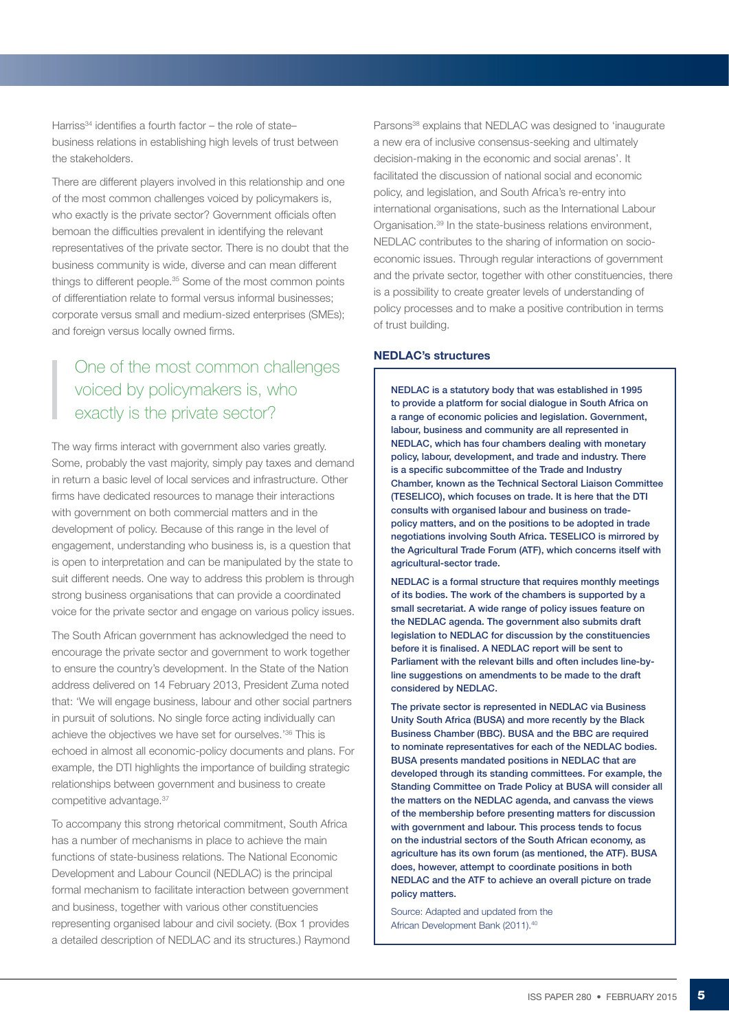Harriss[34] identifies a fourth factor – the role of state–business relations in establishing high levels of trust between the stakeholders.

There are different players involved in this relationship and one of the most common challenges voiced by policymakers is, who exactly is the private sector? Government officials often bemoan the difficulties prevalent in identifying the relevant representatives of the private sector. There is no doubt that the business community is wide, diverse and can mean different things to different people.[35] Some of the most common points of differentiation relate to formal versus informal businesses; corporate versus small and medium-sized enterprises (SMEs); and foreign versus locally owned firms.

> One of the most common challenges voiced by policymakers is, who exactly is the private sector?

The way firms interact with government also varies greatly. Some, probably the vast majority, simply pay taxes and demand in return a basic level of local services and infrastructure. Other firms have dedicated resources to manage their interactions with government on both commercial matters and in the development of policy. Because of this range in the level of engagement, understanding who business is, is a question that is open to interpretation and can be manipulated by the state to suit different needs. One way to address this problem is through strong business organisations that can provide a coordinated voice for the private sector and engage on various policy issues.

The South African government has acknowledged the need to encourage the private sector and government to work together to ensure the country's development. In the State of the Nation address delivered on 14 February 2013, President Zuma noted that: 'We will engage business, labour and other social partners in pursuit of solutions. No single force acting individually can achieve the objectives we have set for ourselves.'[36] This is echoed in almost all economic-policy documents and plans. For example, the DTI highlights the importance of building strategic relationships between government and business to create competitive advantage.[37]

To accompany this strong rhetorical commitment, South Africa has a number of mechanisms in place to achieve the main functions of state-business relations. The National Economic Development and Labour Council (NEDLAC) is the principal formal mechanism to facilitate interaction between government and business, together with various other constituencies representing organised labour and civil society. (Box 1 provides a detailed description of NEDLAC and its structures.) Raymond Parsons[38] explains that NEDLAC was designed to 'inaugurate a new era of inclusive consensus-seeking and ultimately decision-making in the economic and social arenas'. It facilitated the discussion of national social and economic policy, and legislation, and South Africa's re-entry into international organisations, such as the International Labour Organisation.[39] In the state-business relations environment, NEDLAC contributes to the sharing of information on socio-economic issues. Through regular interactions of government and the private sector, together with other constituencies, there is a possibility to create greater levels of understanding of policy processes and to make a positive contribution in terms of trust building.

### NEDLAC's structures

**NEDLAC is a statutory body that was established in 1995 to provide a platform for social dialogue in South Africa on a range of economic policies and legislation. Government, labour, business and community are all represented in NEDLAC, which has four chambers dealing with monetary policy, labour, development, and trade and industry. There is a specific subcommittee of the Trade and Industry Chamber, known as the Technical Sectoral Liaison Committee (TESELICO), which focuses on trade. It is here that the DTI consults with organised labour and business on trade-policy matters, and on the positions to be adopted in trade negotiations involving South Africa. TESELICO is mirrored by the Agricultural Trade Forum (ATF), which concerns itself with agricultural-sector trade.**

**NEDLAC is a formal structure that requires monthly meetings of its bodies. The work of the chambers is supported by a small secretariat. A wide range of policy issues feature on the NEDLAC agenda. The government also submits draft legislation to NEDLAC for discussion by the constituencies before it is finalised. A NEDLAC report will be sent to Parliament with the relevant bills and often includes line-by-line suggestions on amendments to be made to the draft considered by NEDLAC.**

**The private sector is represented in NEDLAC via Business Unity South Africa (BUSA) and more recently by the Black Business Chamber (BBC). BUSA and the BBC are required to nominate representatives for each of the NEDLAC bodies. BUSA presents mandated positions in NEDLAC that are developed through its standing committees. For example, the Standing Committee on Trade Policy at BUSA will consider all the matters on the NEDLAC agenda, and canvass the views of the membership before presenting matters for discussion with government and labour. This process tends to focus on the industrial sectors of the South African economy, as agriculture has its own forum (as mentioned, the ATF). BUSA does, however, attempt to coordinate positions in both NEDLAC and the ATF to achieve an overall picture on trade policy matters.**

Source: Adapted and updated from the African Development Bank (2011).[40]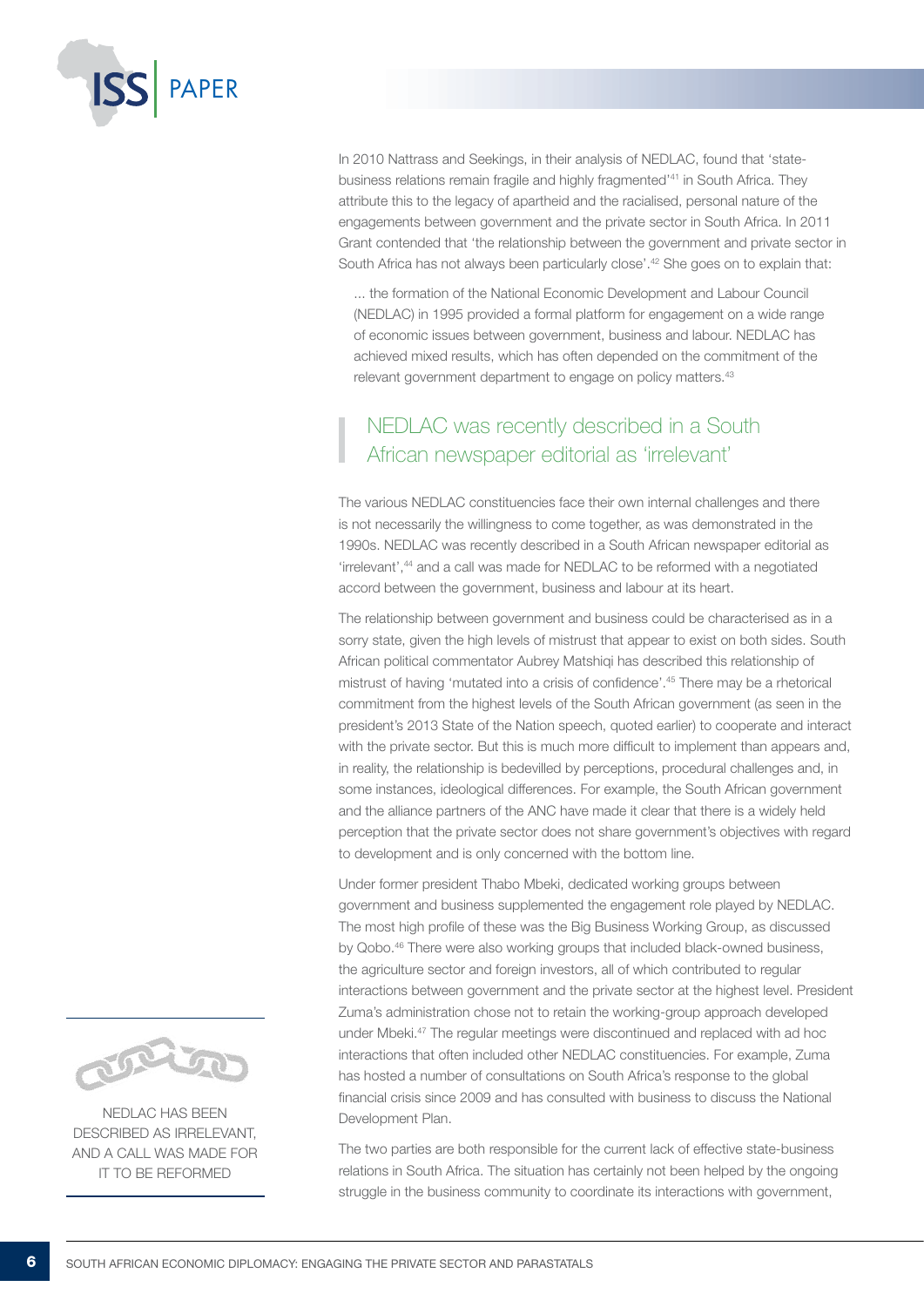In 2010 Nattrass and Seekings, in their analysis of NEDLAC, found that 'state-business relations remain fragile and highly fragmented'[41] in South Africa. They attribute this to the legacy of apartheid and the racialised, personal nature of the engagements between government and the private sector in South Africa. In 2011 Grant contended that 'the relationship between the government and private sector in South Africa has not always been particularly close'.[42] She goes on to explain that:

> ... the formation of the National Economic Development and Labour Council (NEDLAC) in 1995 provided a formal platform for engagement on a wide range of economic issues between government, business and labour. NEDLAC has achieved mixed results, which has often depended on the commitment of the relevant government department to engage on policy matters.[43]

> NEDLAC was recently described in a South African newspaper editorial as 'irrelevant'

The various NEDLAC constituencies face their own internal challenges and there is not necessarily the willingness to come together, as was demonstrated in the 1990s. NEDLAC was recently described in a South African newspaper editorial as 'irrelevant',[44] and a call was made for NEDLAC to be reformed with a negotiated accord between the government, business and labour at its heart.

The relationship between government and business could be characterised as in a sorry state, given the high levels of mistrust that appear to exist on both sides. South African political commentator Aubrey Matshiqi has described this relationship of mistrust of having 'mutated into a crisis of confidence'.[45] There may be a rhetorical commitment from the highest levels of the South African government (as seen in the president's 2013 State of the Nation speech, quoted earlier) to cooperate and interact with the private sector. But this is much more difficult to implement than appears and, in reality, the relationship is bedevilled by perceptions, procedural challenges and, in some instances, ideological differences. For example, the South African government and the alliance partners of the ANC have made it clear that there is a widely held perception that the private sector does not share government's objectives with regard to development and is only concerned with the bottom line.

Under former president Thabo Mbeki, dedicated working groups between government and business supplemented the engagement role played by NEDLAC. The most high profile of these was the Big Business Working Group, as discussed by Qobo.[46] There were also working groups that included black-owned business, the agriculture sector and foreign investors, all of which contributed to regular interactions between government and the private sector at the highest level. President Zuma's administration chose not to retain the working-group approach developed under Mbeki.[47] The regular meetings were discontinued and replaced with ad hoc interactions that often included other NEDLAC constituencies. For example, Zuma has hosted a number of consultations on South Africa's response to the global financial crisis since 2009 and has consulted with business to discuss the National Development Plan.

NEDLAC HAS BEEN DESCRIBED AS IRRELEVANT, AND A CALL WAS MADE FOR IT TO BE REFORMED

The two parties are both responsible for the current lack of effective state-business relations in South Africa. The situation has certainly not been helped by the ongoing struggle in the business community to coordinate its interactions with government,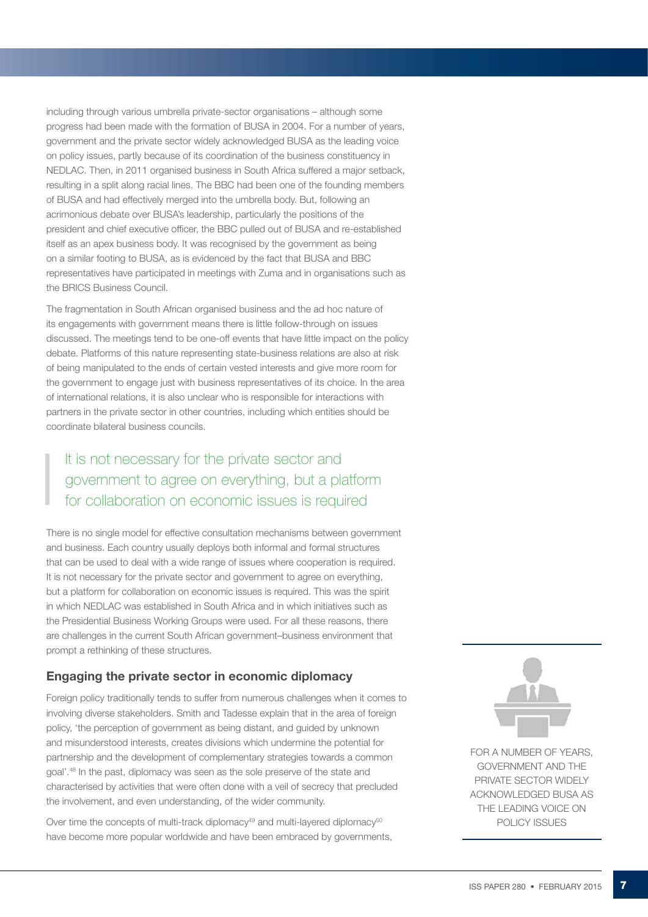including through various umbrella private-sector organisations – although some progress had been made with the formation of BUSA in 2004. For a number of years, government and the private sector widely acknowledged BUSA as the leading voice on policy issues, partly because of its coordination of the business constituency in NEDLAC. Then, in 2011 organised business in South Africa suffered a major setback, resulting in a split along racial lines. The BBC had been one of the founding members of BUSA and had effectively merged into the umbrella body. But, following an acrimonious debate over BUSA's leadership, particularly the positions of the president and chief executive officer, the BBC pulled out of BUSA and re-established itself as an apex business body. It was recognised by the government as being on a similar footing to BUSA, as is evidenced by the fact that BUSA and BBC representatives have participated in meetings with Zuma and in organisations such as the BRICS Business Council.

The fragmentation in South African organised business and the ad hoc nature of its engagements with government means there is little follow-through on issues discussed. The meetings tend to be one-off events that have little impact on the policy debate. Platforms of this nature representing state-business relations are also at risk of being manipulated to the ends of certain vested interests and give more room for the government to engage just with business representatives of its choice. In the area of international relations, it is also unclear who is responsible for interactions with partners in the private sector in other countries, including which entities should be coordinate bilateral business councils.

> It is not necessary for the private sector and government to agree on everything, but a platform for collaboration on economic issues is required

There is no single model for effective consultation mechanisms between government and business. Each country usually deploys both informal and formal structures that can be used to deal with a wide range of issues where cooperation is required. It is not necessary for the private sector and government to agree on everything, but a platform for collaboration on economic issues is required. This was the spirit in which NEDLAC was established in South Africa and in which initiatives such as the Presidential Business Working Groups were used. For all these reasons, there are challenges in the current South African government–business environment that prompt a rethinking of these structures.

## Engaging the private sector in economic diplomacy

Foreign policy traditionally tends to suffer from numerous challenges when it comes to involving diverse stakeholders. Smith and Tadesse explain that in the area of foreign policy, 'the perception of government as being distant, and guided by unknown and misunderstood interests, creates divisions which undermine the potential for partnership and the development of complementary strategies towards a common goal'.[48] In the past, diplomacy was seen as the sole preserve of the state and characterised by activities that were often done with a veil of secrecy that precluded the involvement, and even understanding, of the wider community.

Over time the concepts of multi-track diplomacy[49] and multi-layered diplomacy[50] have become more popular worldwide and have been embraced by governments,

FOR A NUMBER OF YEARS, GOVERNMENT AND THE PRIVATE SECTOR WIDELY ACKNOWLEDGED BUSA AS THE LEADING VOICE ON POLICY ISSUES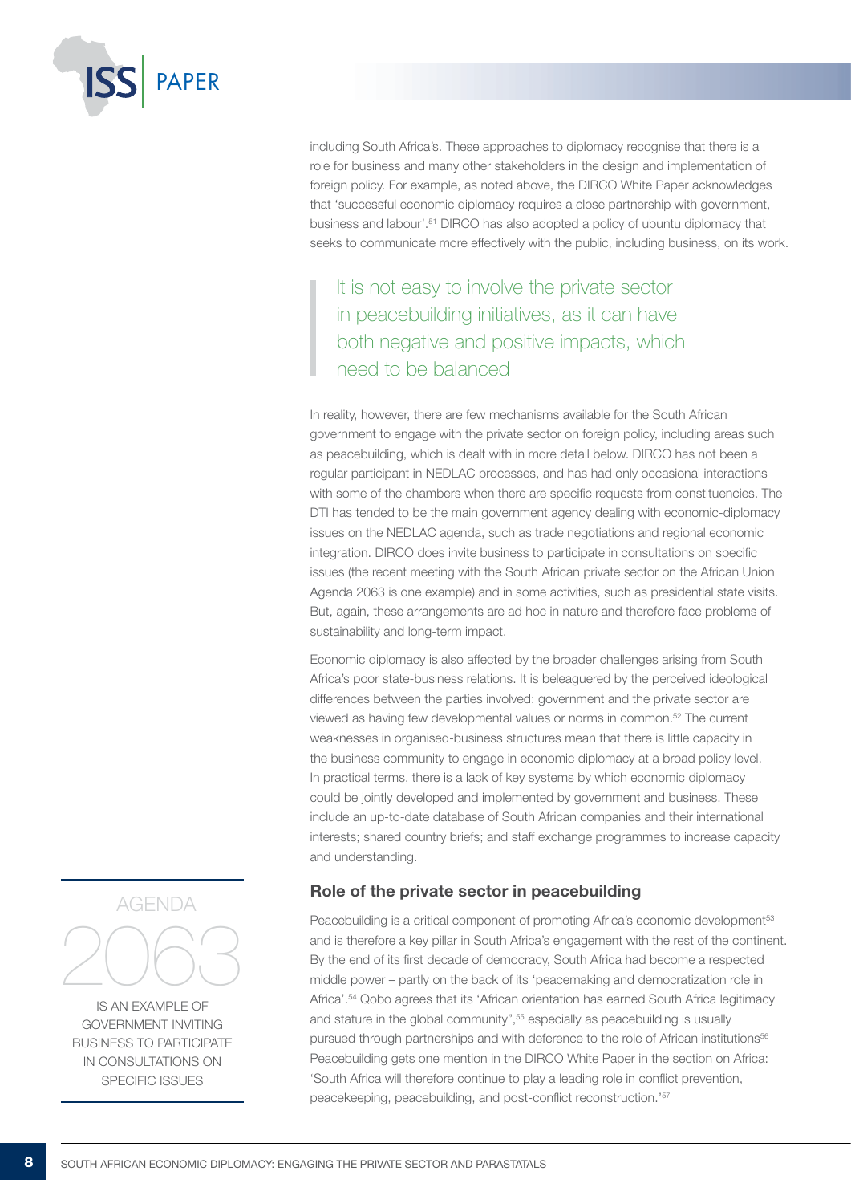including South Africa's. These approaches to diplomacy recognise that there is a role for business and many other stakeholders in the design and implementation of foreign policy. For example, as noted above, the DIRCO White Paper acknowledges that 'successful economic diplomacy requires a close partnership with government, business and labour'.[51] DIRCO has also adopted a policy of ubuntu diplomacy that seeks to communicate more effectively with the public, including business, on its work.

> It is not easy to involve the private sector in peacebuilding initiatives, as it can have both negative and positive impacts, which need to be balanced

In reality, however, there are few mechanisms available for the South African government to engage with the private sector on foreign policy, including areas such as peacebuilding, which is dealt with in more detail below. DIRCO has not been a regular participant in NEDLAC processes, and has had only occasional interactions with some of the chambers when there are specific requests from constituencies. The DTI has tended to be the main government agency dealing with economic-diplomacy issues on the NEDLAC agenda, such as trade negotiations and regional economic integration. DIRCO does invite business to participate in consultations on specific issues (the recent meeting with the South African private sector on the African Union Agenda 2063 is one example) and in some activities, such as presidential state visits. But, again, these arrangements are ad hoc in nature and therefore face problems of sustainability and long-term impact.

Economic diplomacy is also affected by the broader challenges arising from South Africa's poor state-business relations. It is beleaguered by the perceived ideological differences between the parties involved: government and the private sector are viewed as having few developmental values or norms in common.[52] The current weaknesses in organised-business structures mean that there is little capacity in the business community to engage in economic diplomacy at a broad policy level. In practical terms, there is a lack of key systems by which economic diplomacy could be jointly developed and implemented by government and business. These include an up-to-date database of South African companies and their international interests; shared country briefs; and staff exchange programmes to increase capacity and understanding.

> AGENDA 2063 IS AN EXAMPLE OF GOVERNMENT INVITING BUSINESS TO PARTICIPATE IN CONSULTATIONS ON SPECIFIC ISSUES

### Role of the private sector in peacebuilding

Peacebuilding is a critical component of promoting Africa's economic development[53] and is therefore a key pillar in South Africa's engagement with the rest of the continent. By the end of its first decade of democracy, South Africa had become a respected middle power – partly on the back of its 'peacemaking and democratization role in Africa'.[54] Qobo agrees that its 'African orientation has earned South Africa legitimacy and stature in the global community",[55] especially as peacebuilding is usually pursued through partnerships and with deference to the role of African institutions[56] Peacebuilding gets one mention in the DIRCO White Paper in the section on Africa: 'South Africa will therefore continue to play a leading role in conflict prevention, peacekeeping, peacebuilding, and post-conflict reconstruction.'[57]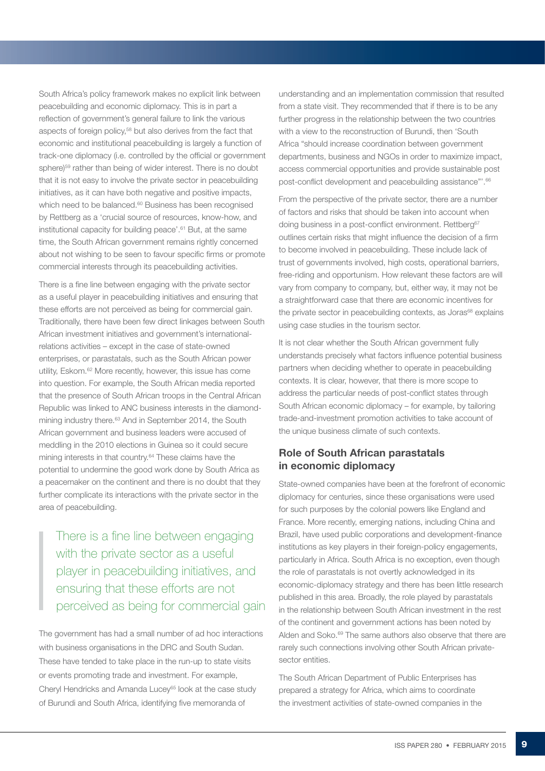South Africa's policy framework makes no explicit link between peacebuilding and economic diplomacy. This is in part a reflection of government's general failure to link the various aspects of foreign policy,[58] but also derives from the fact that economic and institutional peacebuilding is largely a function of track-one diplomacy (i.e. controlled by the official or government sphere)[59] rather than being of wider interest. There is no doubt that it is not easy to involve the private sector in peacebuilding initiatives, as it can have both negative and positive impacts, which need to be balanced.[60] Business has been recognised by Rettberg as a 'crucial source of resources, know-how, and institutional capacity for building peace'.[61] But, at the same time, the South African government remains rightly concerned about not wishing to be seen to favour specific firms or promote commercial interests through its peacebuilding activities.

There is a fine line between engaging with the private sector as a useful player in peacebuilding initiatives and ensuring that these efforts are not perceived as being for commercial gain. Traditionally, there have been few direct linkages between South African investment initiatives and government's international-relations activities – except in the case of state-owned enterprises, or parastatals, such as the South African power utility, Eskom.[62] More recently, however, this issue has come into question. For example, the South African media reported that the presence of South African troops in the Central African Republic was linked to ANC business interests in the diamond-mining industry there.[63] And in September 2014, the South African government and business leaders were accused of meddling in the 2010 elections in Guinea so it could secure mining interests in that country.[64] These claims have the potential to undermine the good work done by South Africa as a peacemaker on the continent and there is no doubt that they further complicate its interactions with the private sector in the area of peacebuilding.

> There is a fine line between engaging with the private sector as a useful player in peacebuilding initiatives, and ensuring that these efforts are not perceived as being for commercial gain

The government has had a small number of ad hoc interactions with business organisations in the DRC and South Sudan. These have tended to take place in the run-up to state visits or events promoting trade and investment. For example, Cheryl Hendricks and Amanda Lucey[65] look at the case study of Burundi and South Africa, identifying five memoranda of understanding and an implementation commission that resulted from a state visit. They recommended that if there is to be any further progress in the relationship between the two countries with a view to the reconstruction of Burundi, then 'South Africa "should increase coordination between government departments, business and NGOs in order to maximize impact, access commercial opportunities and provide sustainable post post-conflict development and peacebuilding assistance"'.[66]

From the perspective of the private sector, there are a number of factors and risks that should be taken into account when doing business in a post-conflict environment. Rettberg[67] outlines certain risks that might influence the decision of a firm to become involved in peacebuilding. These include lack of trust of governments involved, high costs, operational barriers, free-riding and opportunism. How relevant these factors are will vary from company to company, but, either way, it may not be a straightforward case that there are economic incentives for the private sector in peacebuilding contexts, as Joras[68] explains using case studies in the tourism sector.

It is not clear whether the South African government fully understands precisely what factors influence potential business partners when deciding whether to operate in peacebuilding contexts. It is clear, however, that there is more scope to address the particular needs of post-conflict states through South African economic diplomacy – for example, by tailoring trade-and-investment promotion activities to take account of the unique business climate of such contexts.

## Role of South African parastatals in economic diplomacy

State-owned companies have been at the forefront of economic diplomacy for centuries, since these organisations were used for such purposes by the colonial powers like England and France. More recently, emerging nations, including China and Brazil, have used public corporations and development-finance institutions as key players in their foreign-policy engagements, particularly in Africa. South Africa is no exception, even though the role of parastatals is not overtly acknowledged in its economic-diplomacy strategy and there has been little research published in this area. Broadly, the role played by parastatals in the relationship between South African investment in the rest of the continent and government actions has been noted by Alden and Soko.[69] The same authors also observe that there are rarely such connections involving other South African private-sector entities.

The South African Department of Public Enterprises has prepared a strategy for Africa, which aims to coordinate the investment activities of state-owned companies in the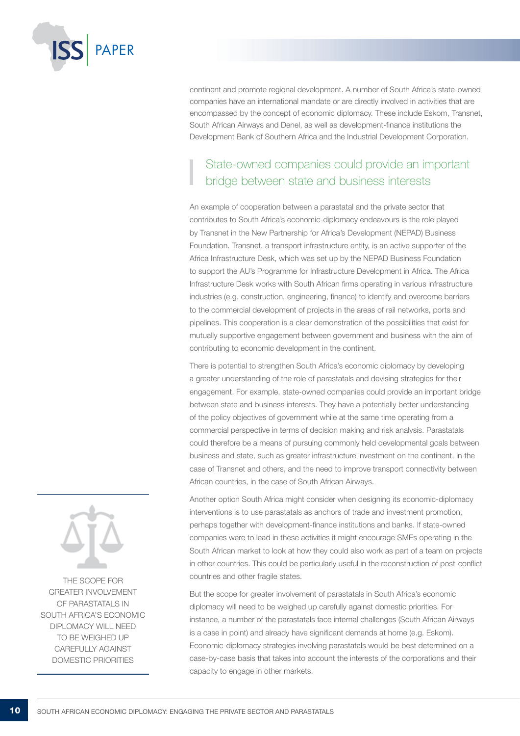continent and promote regional development. A number of South Africa's state-owned companies have an international mandate or are directly involved in activities that are encompassed by the concept of economic diplomacy. These include Eskom, Transnet, South African Airways and Denel, as well as development-finance institutions the Development Bank of Southern Africa and the Industrial Development Corporation.

> State-owned companies could provide an important bridge between state and business interests

An example of cooperation between a parastatal and the private sector that contributes to South Africa's economic-diplomacy endeavours is the role played by Transnet in the New Partnership for Africa's Development (NEPAD) Business Foundation. Transnet, a transport infrastructure entity, is an active supporter of the Africa Infrastructure Desk, which was set up by the NEPAD Business Foundation to support the AU's Programme for Infrastructure Development in Africa. The Africa Infrastructure Desk works with South African firms operating in various infrastructure industries (e.g. construction, engineering, finance) to identify and overcome barriers to the commercial development of projects in the areas of rail networks, ports and pipelines. This cooperation is a clear demonstration of the possibilities that exist for mutually supportive engagement between government and business with the aim of contributing to economic development in the continent.

There is potential to strengthen South Africa's economic diplomacy by developing a greater understanding of the role of parastatals and devising strategies for their engagement. For example, state-owned companies could provide an important bridge between state and business interests. They have a potentially better understanding of the policy objectives of government while at the same time operating from a commercial perspective in terms of decision making and risk analysis. Parastatals could therefore be a means of pursuing commonly held developmental goals between business and state, such as greater infrastructure investment on the continent, in the case of Transnet and others, and the need to improve transport connectivity between African countries, in the case of South African Airways.

Another option South Africa might consider when designing its economic-diplomacy interventions is to use parastatals as anchors of trade and investment promotion, perhaps together with development-finance institutions and banks. If state-owned companies were to lead in these activities it might encourage SMEs operating in the South African market to look at how they could also work as part of a team on projects in other countries. This could be particularly useful in the reconstruction of post-conflict countries and other fragile states.

> THE SCOPE FOR GREATER INVOLVEMENT OF PARASTATALS IN SOUTH AFRICA'S ECONOMIC DIPLOMACY WILL NEED TO BE WEIGHED UP CAREFULLY AGAINST DOMESTIC PRIORITIES

But the scope for greater involvement of parastatals in South Africa's economic diplomacy will need to be weighed up carefully against domestic priorities. For instance, a number of the parastatals face internal challenges (South African Airways is a case in point) and already have significant demands at home (e.g. Eskom). Economic-diplomacy strategies involving parastatals would be best determined on a case-by-case basis that takes into account the interests of the corporations and their capacity to engage in other markets.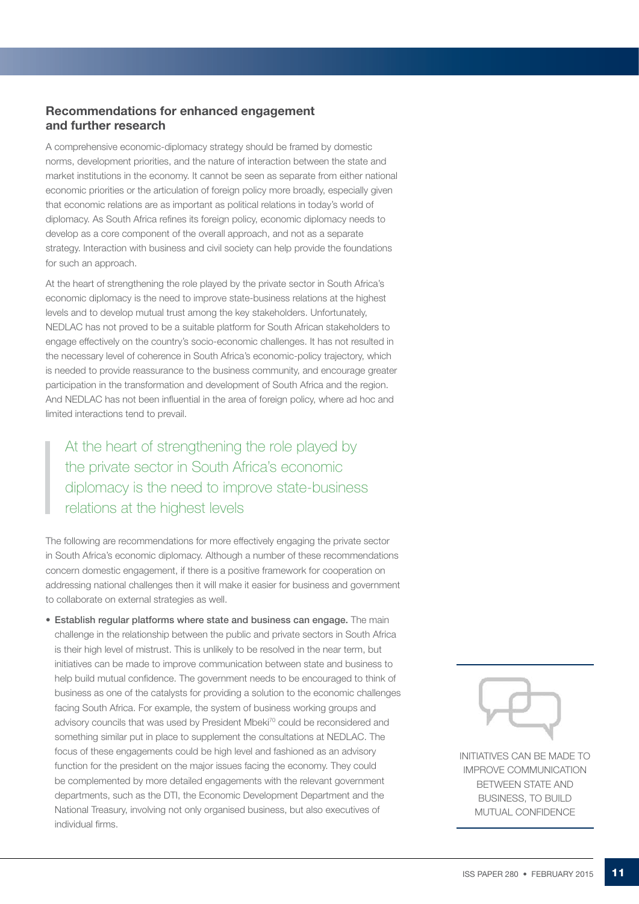## Recommendations for enhanced engagement and further research

A comprehensive economic-diplomacy strategy should be framed by domestic norms, development priorities, and the nature of interaction between the state and market institutions in the economy. It cannot be seen as separate from either national economic priorities or the articulation of foreign policy more broadly, especially given that economic relations are as important as political relations in today's world of diplomacy. As South Africa refines its foreign policy, economic diplomacy needs to develop as a core component of the overall approach, and not as a separate strategy. Interaction with business and civil society can help provide the foundations for such an approach.

At the heart of strengthening the role played by the private sector in South Africa's economic diplomacy is the need to improve state-business relations at the highest levels and to develop mutual trust among the key stakeholders. Unfortunately, NEDLAC has not proved to be a suitable platform for South African stakeholders to engage effectively on the country's socio-economic challenges. It has not resulted in the necessary level of coherence in South Africa's economic-policy trajectory, which is needed to provide reassurance to the business community, and encourage greater participation in the transformation and development of South Africa and the region. And NEDLAC has not been influential in the area of foreign policy, where ad hoc and limited interactions tend to prevail.

> At the heart of strengthening the role played by the private sector in South Africa's economic diplomacy is the need to improve state-business relations at the highest levels

The following are recommendations for more effectively engaging the private sector in South Africa's economic diplomacy. Although a number of these recommendations concern domestic engagement, if there is a positive framework for cooperation on addressing national challenges then it will make it easier for business and government to collaborate on external strategies as well.

- **Establish regular platforms where state and business can engage.** The main challenge in the relationship between the public and private sectors in South Africa is their high level of mistrust. This is unlikely to be resolved in the near term, but initiatives can be made to improve communication between state and business to help build mutual confidence. The government needs to be encouraged to think of business as one of the catalysts for providing a solution to the economic challenges facing South Africa. For example, the system of business working groups and advisory councils that was used by President Mbeki[70] could be reconsidered and something similar put in place to supplement the consultations at NEDLAC. The focus of these engagements could be high level and fashioned as an advisory function for the president on the major issues facing the economy. They could be complemented by more detailed engagements with the relevant government departments, such as the DTI, the Economic Development Department and the National Treasury, involving not only organised business, but also executives of individual firms.

INITIATIVES CAN BE MADE TO IMPROVE COMMUNICATION BETWEEN STATE AND BUSINESS, TO BUILD MUTUAL CONFIDENCE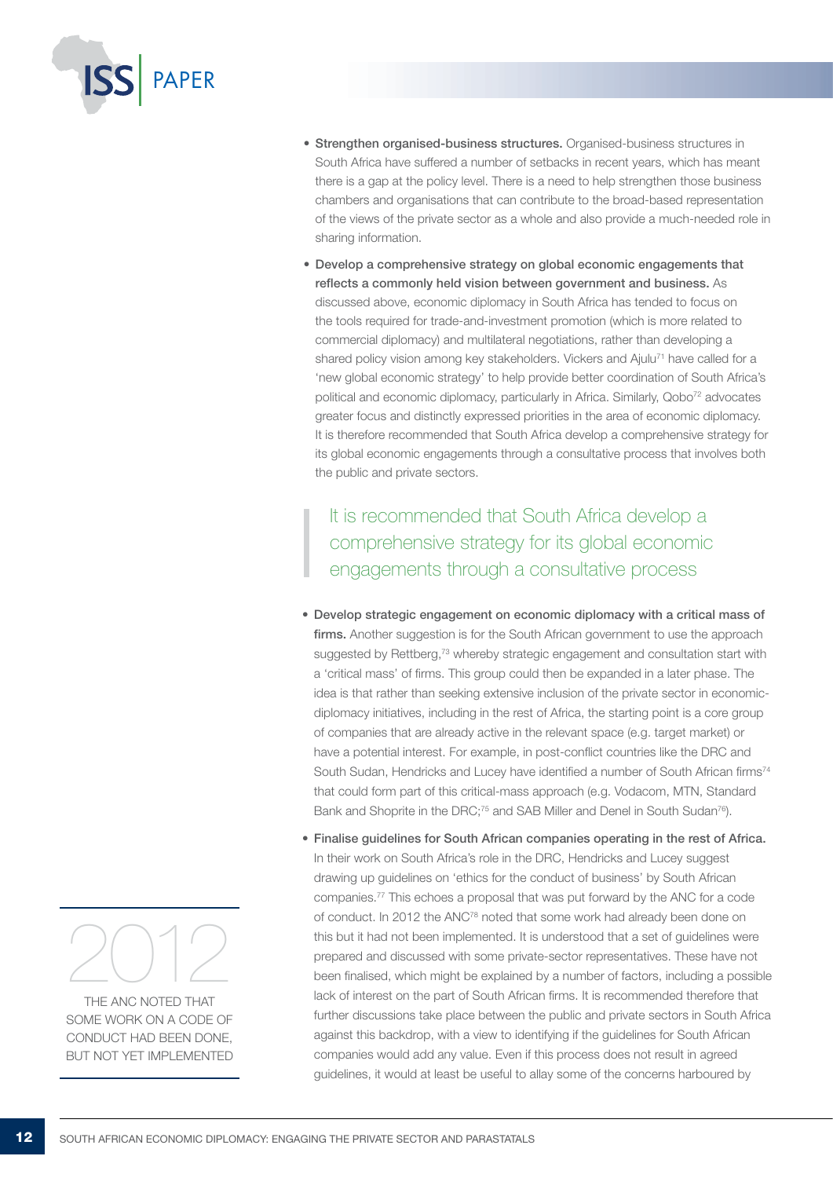- **Strengthen organised-business structures.** Organised-business structures in South Africa have suffered a number of setbacks in recent years, which has meant there is a gap at the policy level. There is a need to help strengthen those business chambers and organisations that can contribute to the broad-based representation of the views of the private sector as a whole and also provide a much-needed role in sharing information.
- **Develop a comprehensive strategy on global economic engagements that reflects a commonly held vision between government and business.** As discussed above, economic diplomacy in South Africa has tended to focus on the tools required for trade-and-investment promotion (which is more related to commercial diplomacy) and multilateral negotiations, rather than developing a shared policy vision among key stakeholders. Vickers and Ajulu[71] have called for a 'new global economic strategy' to help provide better coordination of South Africa's political and economic diplomacy, particularly in Africa. Similarly, Qobo[72] advocates greater focus and distinctly expressed priorities in the area of economic diplomacy. It is therefore recommended that South Africa develop a comprehensive strategy for its global economic engagements through a consultative process that involves both the public and private sectors.

> It is recommended that South Africa develop a comprehensive strategy for its global economic engagements through a consultative process

- **Develop strategic engagement on economic diplomacy with a critical mass of firms.** Another suggestion is for the South African government to use the approach suggested by Rettberg,[73] whereby strategic engagement and consultation start with a 'critical mass' of firms. This group could then be expanded in a later phase. The idea is that rather than seeking extensive inclusion of the private sector in economic-diplomacy initiatives, including in the rest of Africa, the starting point is a core group of companies that are already active in the relevant space (e.g. target market) or have a potential interest. For example, in post-conflict countries like the DRC and South Sudan, Hendricks and Lucey have identified a number of South African firms[74] that could form part of this critical-mass approach (e.g. Vodacom, MTN, Standard Bank and Shoprite in the DRC;[75] and SAB Miller and Denel in South Sudan[76]).
- **Finalise guidelines for South African companies operating in the rest of Africa.** In their work on South Africa's role in the DRC, Hendricks and Lucey suggest drawing up guidelines on 'ethics for the conduct of business' by South African companies.[77] This echoes a proposal that was put forward by the ANC for a code of conduct. In 2012 the ANC[78] noted that some work had already been done on this but it had not been implemented. It is understood that a set of guidelines were prepared and discussed with some private-sector representatives. These have not been finalised, which might be explained by a number of factors, including a possible lack of interest on the part of South African firms. It is recommended therefore that further discussions take place between the public and private sectors in South Africa against this backdrop, with a view to identifying if the guidelines for South African companies would add any value. Even if this process does not result in agreed guidelines, it would at least be useful to allay some of the concerns harboured by

> **2012**
> THE ANC NOTED THAT SOME WORK ON A CODE OF CONDUCT HAD BEEN DONE, BUT NOT YET IMPLEMENTED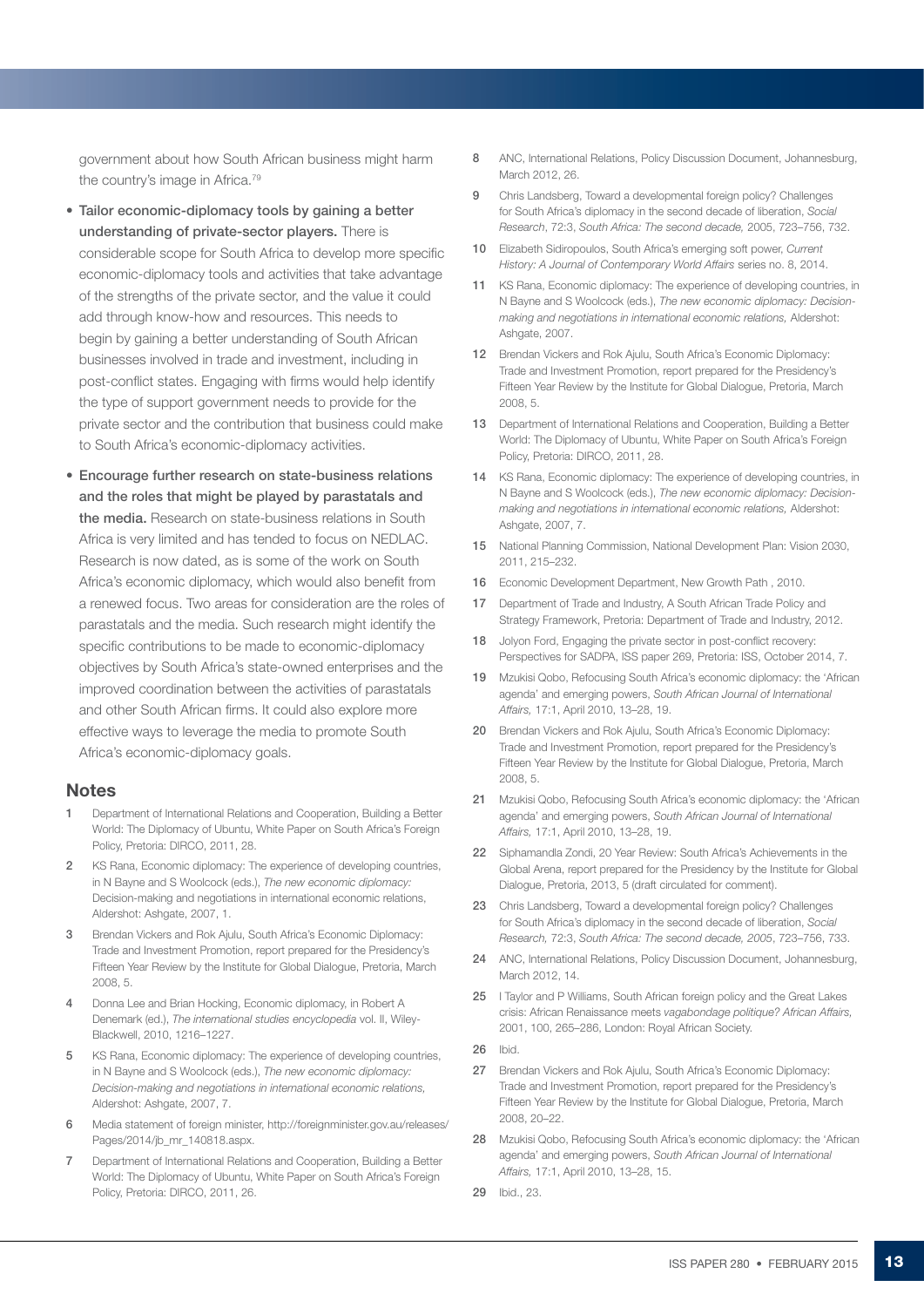government about how South African business might harm the country's image in Africa.[79]

- **Tailor economic-diplomacy tools by gaining a better understanding of private-sector players.** There is considerable scope for South Africa to develop more specific economic-diplomacy tools and activities that take advantage of the strengths of the private sector, and the value it could add through know-how and resources. This needs to begin by gaining a better understanding of South African businesses involved in trade and investment, including in post-conflict states. Engaging with firms would help identify the type of support government needs to provide for the private sector and the contribution that business could make to South Africa's economic-diplomacy activities.
- **Encourage further research on state-business relations and the roles that might be played by parastatals and the media.** Research on state-business relations in South Africa is very limited and has tended to focus on NEDLAC. Research is now dated, as is some of the work on South Africa's economic diplomacy, which would also benefit from a renewed focus. Two areas for consideration are the roles of parastatals and the media. Such research might identify the specific contributions to be made to economic-diplomacy objectives by South Africa's state-owned enterprises and the improved coordination between the activities of parastatals and other South African firms. It could also explore more effective ways to leverage the media to promote South Africa's economic-diplomacy goals.

## Notes

1. Department of International Relations and Cooperation, Building a Better World: The Diplomacy of Ubuntu, White Paper on South Africa's Foreign Policy, Pretoria: DIRCO, 2011, 28.
2. KS Rana, Economic diplomacy: The experience of developing countries, in N Bayne and S Woolcock (eds.), *The new economic diplomacy:* Decision-making and negotiations in international economic relations, Aldershot: Ashgate, 2007, 1.
3. Brendan Vickers and Rok Ajulu, South Africa's Economic Diplomacy: Trade and Investment Promotion, report prepared for the Presidency's Fifteen Year Review by the Institute for Global Dialogue, Pretoria, March 2008, 5.
4. Donna Lee and Brian Hocking, Economic diplomacy, in Robert A Denemark (ed.), *The international studies encyclopedia* vol. II, Wiley-Blackwell, 2010, 1216–1227.
5. KS Rana, Economic diplomacy: The experience of developing countries, in N Bayne and S Woolcock (eds.), *The new economic diplomacy: Decision-making and negotiations in international economic relations,* Aldershot: Ashgate, 2007, 7.
6. Media statement of foreign minister, http://foreignminister.gov.au/releases/Pages/2014/jb_mr_140818.aspx.
7. Department of International Relations and Cooperation, Building a Better World: The Diplomacy of Ubuntu, White Paper on South Africa's Foreign Policy, Pretoria: DIRCO, 2011, 26.
8. ANC, International Relations, Policy Discussion Document, Johannesburg, March 2012, 26.
9. Chris Landsberg, Toward a developmental foreign policy? Challenges for South Africa's diplomacy in the second decade of liberation, *Social Research*, 72:3, *South Africa: The second decade,* 2005, 723–756, 732.
10. Elizabeth Sidiropoulos, South Africa's emerging soft power, *Current History: A Journal of Contemporary World Affairs* series no. 8, 2014.
11. KS Rana, Economic diplomacy: The experience of developing countries, in N Bayne and S Woolcock (eds.), *The new economic diplomacy: Decision-making and negotiations in international economic relations,* Aldershot: Ashgate, 2007.
12. Brendan Vickers and Rok Ajulu, South Africa's Economic Diplomacy: Trade and Investment Promotion, report prepared for the Presidency's Fifteen Year Review by the Institute for Global Dialogue, Pretoria, March 2008, 5.
13. Department of International Relations and Cooperation, Building a Better World: The Diplomacy of Ubuntu, White Paper on South Africa's Foreign Policy, Pretoria: DIRCO, 2011, 28.
14. KS Rana, Economic diplomacy: The experience of developing countries, in N Bayne and S Woolcock (eds.), *The new economic diplomacy: Decision-making and negotiations in international economic relations,* Aldershot: Ashgate, 2007, 7.
15. National Planning Commission, National Development Plan: Vision 2030, 2011, 215–232.
16. Economic Development Department, New Growth Path , 2010.
17. Department of Trade and Industry, A South African Trade Policy and Strategy Framework, Pretoria: Department of Trade and Industry, 2012.
18. Jolyon Ford, Engaging the private sector in post-conflict recovery: Perspectives for SADPA, ISS paper 269, Pretoria: ISS, October 2014, 7.
19. Mzukisi Qobo, Refocusing South Africa's economic diplomacy: the 'African agenda' and emerging powers, *South African Journal of International Affairs,* 17:1, April 2010, 13–28, 19.
20. Brendan Vickers and Rok Ajulu, South Africa's Economic Diplomacy: Trade and Investment Promotion, report prepared for the Presidency's Fifteen Year Review by the Institute for Global Dialogue, Pretoria, March 2008, 5.
21. Mzukisi Qobo, Refocusing South Africa's economic diplomacy: the 'African agenda' and emerging powers, *South African Journal of International Affairs,* 17:1, April 2010, 13–28, 19.
22. Siphamandla Zondi, 20 Year Review: South Africa's Achievements in the Global Arena, report prepared for the Presidency by the Institute for Global Dialogue, Pretoria, 2013, 5 (draft circulated for comment).
23. Chris Landsberg, Toward a developmental foreign policy? Challenges for South Africa's diplomacy in the second decade of liberation, *Social Research,* 72:3, *South Africa: The second decade, 2005*, 723–756, 733.
24. ANC, International Relations, Policy Discussion Document, Johannesburg, March 2012, 14.
25. I Taylor and P Williams, South African foreign policy and the Great Lakes crisis: African Renaissance meets *vagabondage politique? African Affairs,* 2001, 100, 265–286, London: Royal African Society.
26. Ibid.
27. Brendan Vickers and Rok Ajulu, South Africa's Economic Diplomacy: Trade and Investment Promotion, report prepared for the Presidency's Fifteen Year Review by the Institute for Global Dialogue, Pretoria, March 2008, 20–22.
28. Mzukisi Qobo, Refocusing South Africa's economic diplomacy: the 'African agenda' and emerging powers, *South African Journal of International Affairs,* 17:1, April 2010, 13–28, 15.
29. Ibid., 23.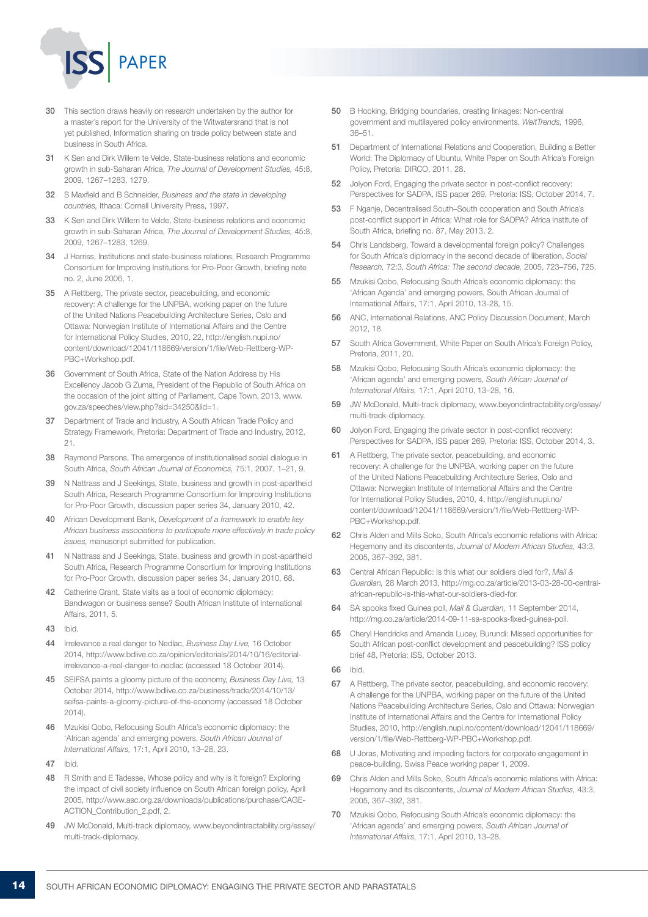30 This section draws heavily on research undertaken by the author for a master's report for the University of the Witwatersrand that is not yet published, Information sharing on trade policy between state and business in South Africa.

31 K Sen and Dirk Willem te Velde, State-business relations and economic growth in sub-Saharan Africa, *The Journal of Development Studies,* 45:8, 2009, 1267–1283, 1279.

32 S Maxfield and B Schneider, *Business and the state in developing countries,* Ithaca: Cornell University Press, 1997.

33 K Sen and Dirk Willem te Velde, State-business relations and economic growth in sub-Saharan Africa, *The Journal of Development Studies,* 45:8, 2009, 1267–1283, 1269.

34 J Harriss, Institutions and state-business relations, Research Programme Consortium for Improving Institutions for Pro-Poor Growth, briefing note no. 2, June 2006, 1.

35 A Rettberg, The private sector, peacebuilding, and economic recovery: A challenge for the UNPBA, working paper on the future of the United Nations Peacebuilding Architecture Series, Oslo and Ottawa: Norwegian Institute of International Affairs and the Centre for International Policy Studies, 2010, 22, http://english.nupi.no/content/download/12041/118669/version/1/file/Web-Rettberg-WP-PBC+Workshop.pdf.

36 Government of South Africa, State of the Nation Address by His Excellency Jacob G Zuma, President of the Republic of South Africa on the occasion of the joint sitting of Parliament, Cape Town, 2013, www.gov.za/speeches/view.php?sid=34250&lid=1.

37 Department of Trade and Industry, A South African Trade Policy and Strategy Framework, Pretoria: Department of Trade and Industry, 2012, 21.

38 Raymond Parsons, The emergence of institutionalised social dialogue in South Africa, *South African Journal of Economics,* 75:1, 2007, 1–21, 9.

39 N Nattrass and J Seekings, State, business and growth in post-apartheid South Africa, Research Programme Consortium for Improving Institutions for Pro-Poor Growth, discussion paper series 34, January 2010, 42.

40 African Development Bank, *Development of a framework to enable key African business associations to participate more effectively in trade policy issues,* manuscript submitted for publication.

41 N Nattrass and J Seekings, State, business and growth in post-apartheid South Africa, Research Programme Consortium for Improving Institutions for Pro-Poor Growth, discussion paper series 34, January 2010, 68.

42 Catherine Grant, State visits as a tool of economic diplomacy: Bandwagon or business sense? South African Institute of International Affairs, 2011, 5.

43 Ibid.

44 Irrelevance a real danger to Nedlac, *Business Day Live,* 16 October 2014, http://www.bdlive.co.za/opinion/editorials/2014/10/16/editorial-irrelevance-a-real-danger-to-nedlac (accessed 18 October 2014).

45 SEIFSA paints a gloomy picture of the economy, *Business Day Live,* 13 October 2014, http://www.bdlive.co.za/business/trade/2014/10/13/seifsa-paints-a-gloomy-picture-of-the-economy (accessed 18 October 2014).

46 Mzukisi Qobo, Refocusing South Africa's economic diplomacy: the 'African agenda' and emerging powers, *South African Journal of International Affairs,* 17:1, April 2010, 13–28, 23.

47 Ibid.

48 R Smith and E Tadesse, Whose policy and why is it foreign? Exploring the impact of civil society influence on South African foreign policy, April 2005, http://www.asc.org.za/downloads/publications/purchase/CAGE-ACTION_Contribution_2.pdf, 2.

49 JW McDonald, Multi-track diplomacy, www.beyondintractability.org/essay/multi-track-diplomacy.

50 B Hocking, Bridging boundaries, creating linkages: Non-central government and multilayered policy environments, *WeltTrends,* 1996, 36–51.

51 Department of International Relations and Cooperation, Building a Better World: The Diplomacy of Ubuntu, White Paper on South Africa's Foreign Policy, Pretoria: DIRCO, 2011, 28.

52 Jolyon Ford, Engaging the private sector in post-conflict recovery: Perspectives for SADPA, ISS paper 269, Pretoria: ISS, October 2014, 7.

53 F Nganje, Decentralised South–South cooperation and South Africa's post-conflict support in Africa: What role for SADPA? Africa Institute of South Africa, briefing no. 87, May 2013, 2.

54 Chris Landsberg, Toward a developmental foreign policy? Challenges for South Africa's diplomacy in the second decade of liberation, *Social Research,* 72:3, *South Africa: The second decade,* 2005, 723–756, 725.

55 Mzukisi Qobo, Refocusing South Africa's economic diplomacy: the 'African Agenda' and emerging powers, South African Journal of International Affairs, 17:1, April 2010, 13-28, 15.

56 ANC, International Relations, ANC Policy Discussion Document, March 2012, 18.

57 South Africa Government, White Paper on South Africa's Foreign Policy, Pretoria, 2011, 20.

58 Mzukisi Qobo, Refocusing South Africa's economic diplomacy: the 'African agenda' and emerging powers, *South African Journal of International Affairs,* 17:1, April 2010, 13–28, 16.

59 JW McDonald, Multi-track diplomacy, www.beyondintractability.org/essay/multi-track-diplomacy.

60 Jolyon Ford, Engaging the private sector in post-conflict recovery: Perspectives for SADPA, ISS paper 269, Pretoria: ISS, October 2014, 3.

61 A Rettberg, The private sector, peacebuilding, and economic recovery: A challenge for the UNPBA, working paper on the future of the United Nations Peacebuilding Architecture Series, Oslo and Ottawa: Norwegian Institute of International Affairs and the Centre for International Policy Studies, 2010, 4, http://english.nupi.no/content/download/12041/118669/version/1/file/Web-Rettberg-WP-PBC+Workshop.pdf.

62 Chris Alden and Mills Soko, South Africa's economic relations with Africa: Hegemony and its discontents, *Journal of Modern African Studies,* 43:3, 2005, 367–392, 381.

63 Central African Republic: Is this what our soldiers died for?, *Mail & Guardian,* 28 March 2013, http://mg.co.za/article/2013-03-28-00-central-african-republic-is-this-what-our-soldiers-died-for.

64 SA spooks fixed Guinea poll, *Mail & Guardian,* 11 September 2014, http://mg.co.za/article/2014-09-11-sa-spooks-fixed-guinea-poll.

65 Cheryl Hendricks and Amanda Lucey, Burundi: Missed opportunities for South African post-conflict development and peacebuilding? ISS policy brief 48, Pretoria: ISS, October 2013.

66 Ibid.

67 A Rettberg, The private sector, peacebuilding, and economic recovery: A challenge for the UNPBA, working paper on the future of the United Nations Peacebuilding Architecture Series, Oslo and Ottawa: Norwegian Institute of International Affairs and the Centre for International Policy Studies, 2010, http://english.nupi.no/content/download/12041/118669/version/1/file/Web-Rettberg-WP-PBC+Workshop.pdf.

68 U Joras, Motivating and impeding factors for corporate engagement in peace-building, Swiss Peace working paper 1, 2009.

69 Chris Alden and Mills Soko, South Africa's economic relations with Africa: Hegemony and its discontents, *Journal of Modern African Studies,* 43:3, 2005, 367–392, 381.

70 Mzukisi Qobo, Refocusing South Africa's economic diplomacy: the 'African agenda' and emerging powers, *South African Journal of International Affairs,* 17:1, April 2010, 13–28.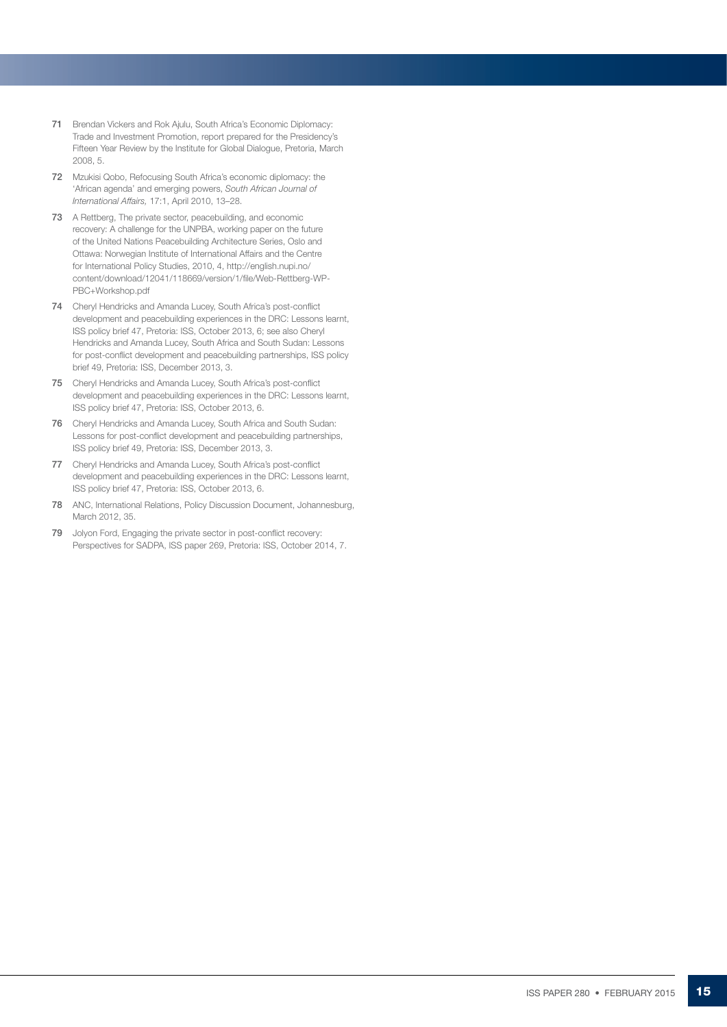71 Brendan Vickers and Rok Ajulu, South Africa's Economic Diplomacy: Trade and Investment Promotion, report prepared for the Presidency's Fifteen Year Review by the Institute for Global Dialogue, Pretoria, March 2008, 5.

72 Mzukisi Qobo, Refocusing South Africa's economic diplomacy: the 'African agenda' and emerging powers, *South African Journal of International Affairs,* 17:1, April 2010, 13–28.

73 A Rettberg, The private sector, peacebuilding, and economic recovery: A challenge for the UNPBA, working paper on the future of the United Nations Peacebuilding Architecture Series, Oslo and Ottawa: Norwegian Institute of International Affairs and the Centre for International Policy Studies, 2010, 4, http://english.nupi.no/content/download/12041/118669/version/1/file/Web-Rettberg-WP-PBC+Workshop.pdf

74 Cheryl Hendricks and Amanda Lucey, South Africa's post-conflict development and peacebuilding experiences in the DRC: Lessons learnt, ISS policy brief 47, Pretoria: ISS, October 2013, 6; see also Cheryl Hendricks and Amanda Lucey, South Africa and South Sudan: Lessons for post-conflict development and peacebuilding partnerships, ISS policy brief 49, Pretoria: ISS, December 2013, 3.

75 Cheryl Hendricks and Amanda Lucey, South Africa's post-conflict development and peacebuilding experiences in the DRC: Lessons learnt, ISS policy brief 47, Pretoria: ISS, October 2013, 6.

76 Cheryl Hendricks and Amanda Lucey, South Africa and South Sudan: Lessons for post-conflict development and peacebuilding partnerships, ISS policy brief 49, Pretoria: ISS, December 2013, 3.

77 Cheryl Hendricks and Amanda Lucey, South Africa's post-conflict development and peacebuilding experiences in the DRC: Lessons learnt, ISS policy brief 47, Pretoria: ISS, October 2013, 6.

78 ANC, International Relations, Policy Discussion Document, Johannesburg, March 2012, 35.

79 Jolyon Ford, Engaging the private sector in post-conflict recovery: Perspectives for SADPA, ISS paper 269, Pretoria: ISS, October 2014, 7.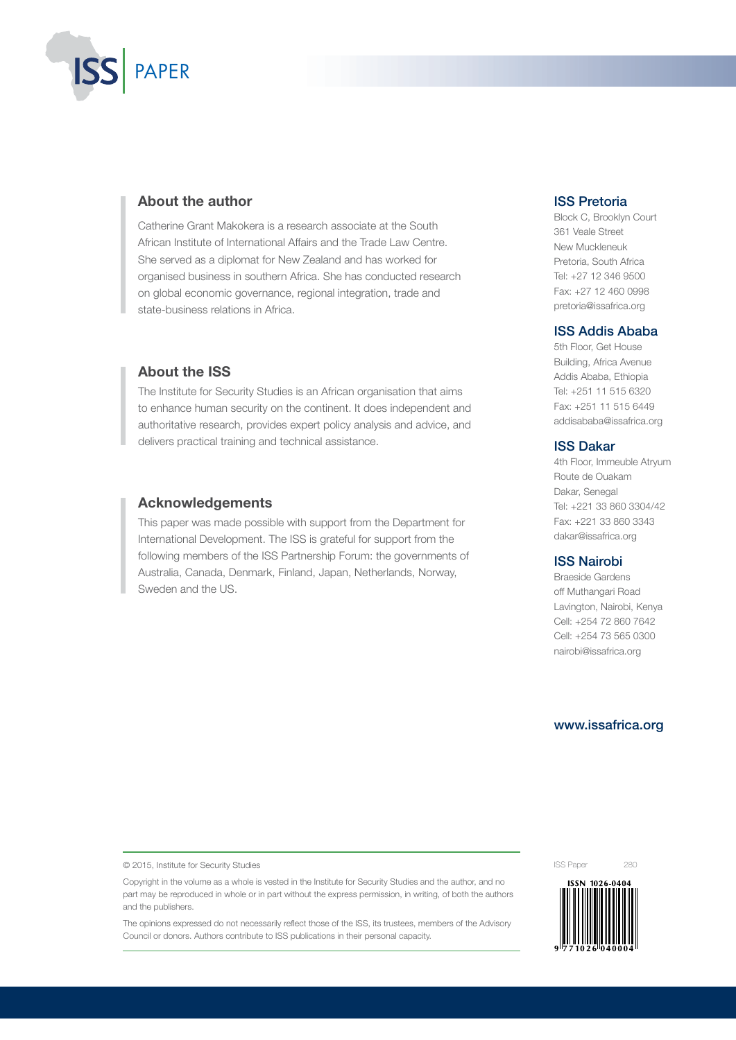ISS PAPER

## About the author

Catherine Grant Makokera is a research associate at the South African Institute of International Affairs and the Trade Law Centre. She served as a diplomat for New Zealand and has worked for organised business in southern Africa. She has conducted research on global economic governance, regional integration, trade and state-business relations in Africa.

## About the ISS

The Institute for Security Studies is an African organisation that aims to enhance human security on the continent. It does independent and authoritative research, provides expert policy analysis and advice, and delivers practical training and technical assistance.

## Acknowledgements

This paper was made possible with support from the Department for International Development. The ISS is grateful for support from the following members of the ISS Partnership Forum: the governments of Australia, Canada, Denmark, Finland, Japan, Netherlands, Norway, Sweden and the US.

### ISS Pretoria

Block C, Brooklyn Court
361 Veale Street
New Muckleneuk
Pretoria, South Africa
Tel: +27 12 346 9500
Fax: +27 12 460 0998
pretoria@issafrica.org

### ISS Addis Ababa

5th Floor, Get House
Building, Africa Avenue
Addis Ababa, Ethiopia
Tel: +251 11 515 6320
Fax: +251 11 515 6449
addisababa@issafrica.org

### ISS Dakar

4th Floor, Immeuble Atryum
Route de Ouakam
Dakar, Senegal
Tel: +221 33 860 3304/42
Fax: +221 33 860 3343
dakar@issafrica.org

### ISS Nairobi

Braeside Gardens
off Muthangari Road
Lavington, Nairobi, Kenya
Cell: +254 72 860 7642
Cell: +254 73 565 0300
nairobi@issafrica.org

**www.issafrica.org**

© 2015, Institute for Security Studies

Copyright in the volume as a whole is vested in the Institute for Security Studies and the author, and no part may be reproduced in whole or in part without the express permission, in writing, of both the authors and the publishers.

The opinions expressed do not necessarily reflect those of the ISS, its trustees, members of the Advisory Council or donors. Authors contribute to ISS publications in their personal capacity.

ISS Paper 280

ISSN 1026-0404